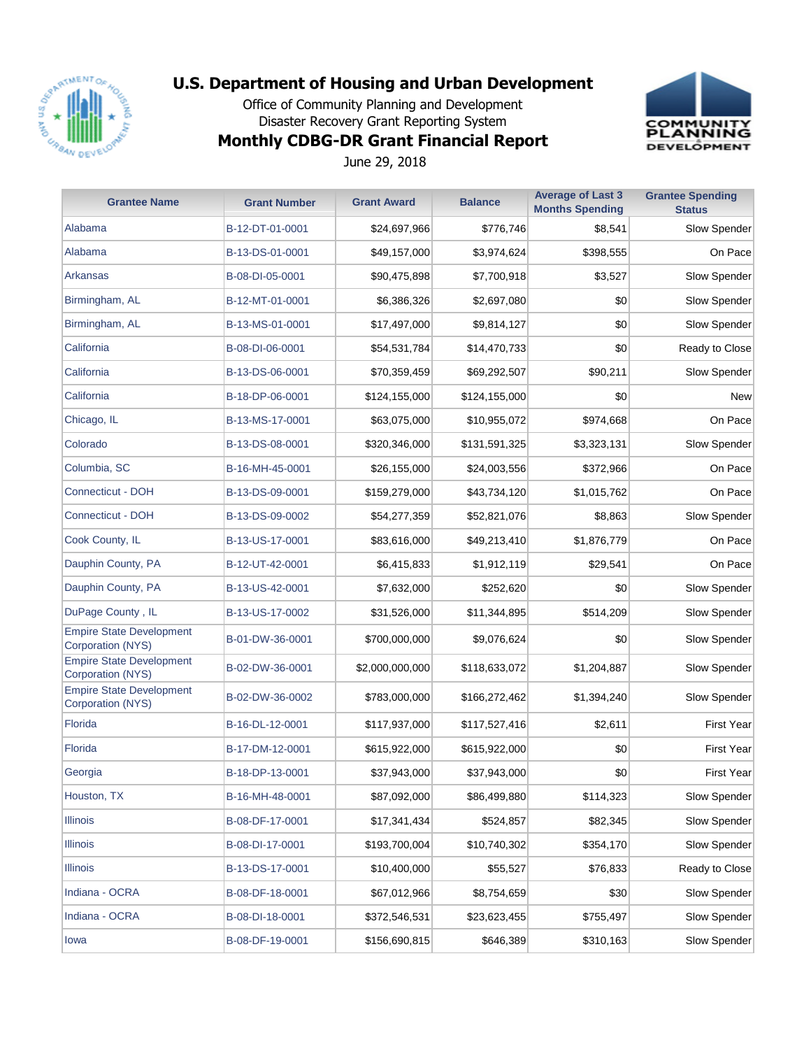# U.S. Department of Housing and Urban Development

Office of Community Planning and Development
Disaster Recovery Grant Reporting System

## Monthly CDBG-DR Grant Financial Report

June 29, 2018

| Grantee Name | Grant Number | Grant Award | Balance | Average of Last 3 Months Spending | Grantee Spending Status |
|---|---|---|---|---|---|
| Alabama | B-12-DT-01-0001 | $24,697,966 | $776,746 | $8,541 | Slow Spender |
| Alabama | B-13-DS-01-0001 | $49,157,000 | $3,974,624 | $398,555 | On Pace |
| Arkansas | B-08-DI-05-0001 | $90,475,898 | $7,700,918 | $3,527 | Slow Spender |
| Birmingham, AL | B-12-MT-01-0001 | $6,386,326 | $2,697,080 | $0 | Slow Spender |
| Birmingham, AL | B-13-MS-01-0001 | $17,497,000 | $9,814,127 | $0 | Slow Spender |
| California | B-08-DI-06-0001 | $54,531,784 | $14,470,733 | $0 | Ready to Close |
| California | B-13-DS-06-0001 | $70,359,459 | $69,292,507 | $90,211 | Slow Spender |
| California | B-18-DP-06-0001 | $124,155,000 | $124,155,000 | $0 | New |
| Chicago, IL | B-13-MS-17-0001 | $63,075,000 | $10,955,072 | $974,668 | On Pace |
| Colorado | B-13-DS-08-0001 | $320,346,000 | $131,591,325 | $3,323,131 | Slow Spender |
| Columbia, SC | B-16-MH-45-0001 | $26,155,000 | $24,003,556 | $372,966 | On Pace |
| Connecticut - DOH | B-13-DS-09-0001 | $159,279,000 | $43,734,120 | $1,015,762 | On Pace |
| Connecticut - DOH | B-13-DS-09-0002 | $54,277,359 | $52,821,076 | $8,863 | Slow Spender |
| Cook County, IL | B-13-US-17-0001 | $83,616,000 | $49,213,410 | $1,876,779 | On Pace |
| Dauphin County, PA | B-12-UT-42-0001 | $6,415,833 | $1,912,119 | $29,541 | On Pace |
| Dauphin County, PA | B-13-US-42-0001 | $7,632,000 | $252,620 | $0 | Slow Spender |
| DuPage County , IL | B-13-US-17-0002 | $31,526,000 | $11,344,895 | $514,209 | Slow Spender |
| Empire State Development Corporation (NYS) | B-01-DW-36-0001 | $700,000,000 | $9,076,624 | $0 | Slow Spender |
| Empire State Development Corporation (NYS) | B-02-DW-36-0001 | $2,000,000,000 | $118,633,072 | $1,204,887 | Slow Spender |
| Empire State Development Corporation (NYS) | B-02-DW-36-0002 | $783,000,000 | $166,272,462 | $1,394,240 | Slow Spender |
| Florida | B-16-DL-12-0001 | $117,937,000 | $117,527,416 | $2,611 | First Year |
| Florida | B-17-DM-12-0001 | $615,922,000 | $615,922,000 | $0 | First Year |
| Georgia | B-18-DP-13-0001 | $37,943,000 | $37,943,000 | $0 | First Year |
| Houston, TX | B-16-MH-48-0001 | $87,092,000 | $86,499,880 | $114,323 | Slow Spender |
| Illinois | B-08-DF-17-0001 | $17,341,434 | $524,857 | $82,345 | Slow Spender |
| Illinois | B-08-DI-17-0001 | $193,700,004 | $10,740,302 | $354,170 | Slow Spender |
| Illinois | B-13-DS-17-0001 | $10,400,000 | $55,527 | $76,833 | Ready to Close |
| Indiana - OCRA | B-08-DF-18-0001 | $67,012,966 | $8,754,659 | $30 | Slow Spender |
| Indiana - OCRA | B-08-DI-18-0001 | $372,546,531 | $23,623,455 | $755,497 | Slow Spender |
| Iowa | B-08-DF-19-0001 | $156,690,815 | $646,389 | $310,163 | Slow Spender |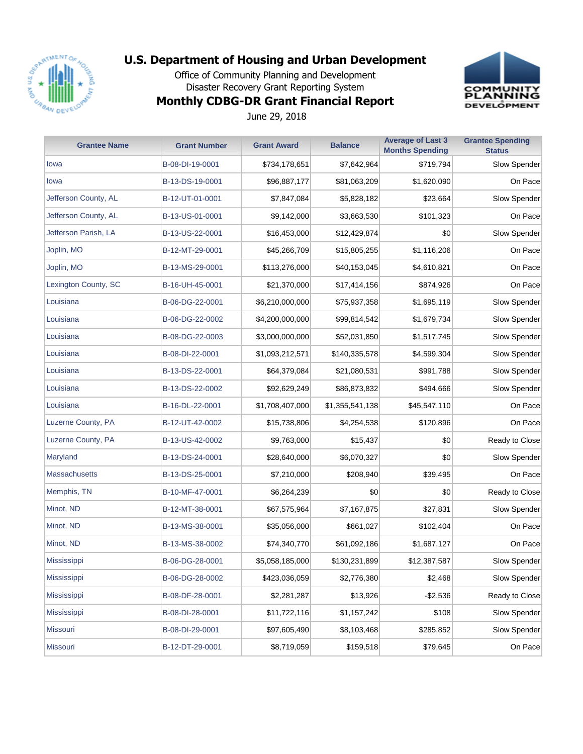# U.S. Department of Housing and Urban Development

Office of Community Planning and Development
Disaster Recovery Grant Reporting System

## Monthly CDBG-DR Grant Financial Report

June 29, 2018

| Grantee Name | Grant Number | Grant Award | Balance | Average of Last 3 Months Spending | Grantee Spending Status |
|---|---|---|---|---|---|
| Iowa | B-08-DI-19-0001 | $734,178,651 | $7,642,964 | $719,794 | Slow Spender |
| Iowa | B-13-DS-19-0001 | $96,887,177 | $81,063,209 | $1,620,090 | On Pace |
| Jefferson County, AL | B-12-UT-01-0001 | $7,847,084 | $5,828,182 | $23,664 | Slow Spender |
| Jefferson County, AL | B-13-US-01-0001 | $9,142,000 | $3,663,530 | $101,323 | On Pace |
| Jefferson Parish, LA | B-13-US-22-0001 | $16,453,000 | $12,429,874 | $0 | Slow Spender |
| Joplin, MO | B-12-MT-29-0001 | $45,266,709 | $15,805,255 | $1,116,206 | On Pace |
| Joplin, MO | B-13-MS-29-0001 | $113,276,000 | $40,153,045 | $4,610,821 | On Pace |
| Lexington County, SC | B-16-UH-45-0001 | $21,370,000 | $17,414,156 | $874,926 | On Pace |
| Louisiana | B-06-DG-22-0001 | $6,210,000,000 | $75,937,358 | $1,695,119 | Slow Spender |
| Louisiana | B-06-DG-22-0002 | $4,200,000,000 | $99,814,542 | $1,679,734 | Slow Spender |
| Louisiana | B-08-DG-22-0003 | $3,000,000,000 | $52,031,850 | $1,517,745 | Slow Spender |
| Louisiana | B-08-DI-22-0001 | $1,093,212,571 | $140,335,578 | $4,599,304 | Slow Spender |
| Louisiana | B-13-DS-22-0001 | $64,379,084 | $21,080,531 | $991,788 | Slow Spender |
| Louisiana | B-13-DS-22-0002 | $92,629,249 | $86,873,832 | $494,666 | Slow Spender |
| Louisiana | B-16-DL-22-0001 | $1,708,407,000 | $1,355,541,138 | $45,547,110 | On Pace |
| Luzerne County, PA | B-12-UT-42-0002 | $15,738,806 | $4,254,538 | $120,896 | On Pace |
| Luzerne County, PA | B-13-US-42-0002 | $9,763,000 | $15,437 | $0 | Ready to Close |
| Maryland | B-13-DS-24-0001 | $28,640,000 | $6,070,327 | $0 | Slow Spender |
| Massachusetts | B-13-DS-25-0001 | $7,210,000 | $208,940 | $39,495 | On Pace |
| Memphis, TN | B-10-MF-47-0001 | $6,264,239 | $0 | $0 | Ready to Close |
| Minot, ND | B-12-MT-38-0001 | $67,575,964 | $7,167,875 | $27,831 | Slow Spender |
| Minot, ND | B-13-MS-38-0001 | $35,056,000 | $661,027 | $102,404 | On Pace |
| Minot, ND | B-13-MS-38-0002 | $74,340,770 | $61,092,186 | $1,687,127 | On Pace |
| Mississippi | B-06-DG-28-0001 | $5,058,185,000 | $130,231,899 | $12,387,587 | Slow Spender |
| Mississippi | B-06-DG-28-0002 | $423,036,059 | $2,776,380 | $2,468 | Slow Spender |
| Mississippi | B-08-DF-28-0001 | $2,281,287 | $13,926 | -$2,536 | Ready to Close |
| Mississippi | B-08-DI-28-0001 | $11,722,116 | $1,157,242 | $108 | Slow Spender |
| Missouri | B-08-DI-29-0001 | $97,605,490 | $8,103,468 | $285,852 | Slow Spender |
| Missouri | B-12-DT-29-0001 | $8,719,059 | $159,518 | $79,645 | On Pace |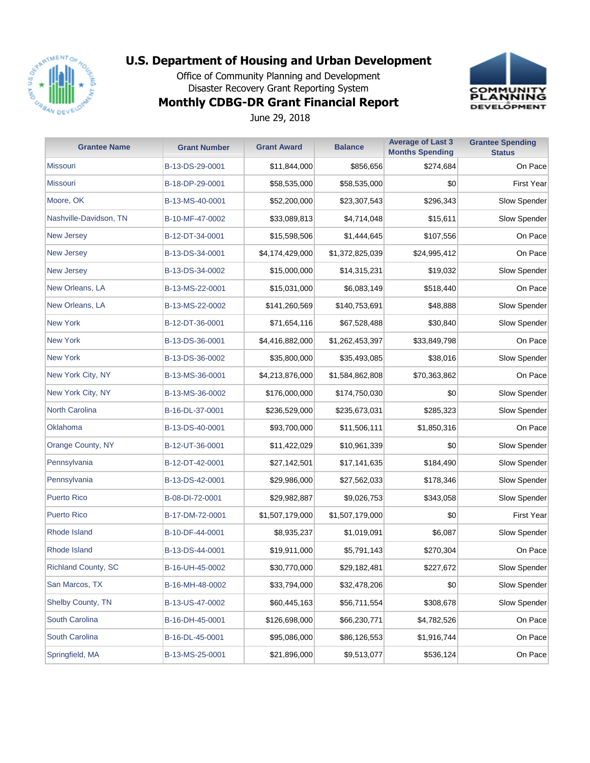# U.S. Department of Housing and Urban Development

Office of Community Planning and Development
Disaster Recovery Grant Reporting System

## Monthly CDBG-DR Grant Financial Report

June 29, 2018

| Grantee Name | Grant Number | Grant Award | Balance | Average of Last 3 Months Spending | Grantee Spending Status |
|---|---|---|---|---|---|
| Missouri | B-13-DS-29-0001 | $11,844,000 | $856,656 | $274,684 | On Pace |
| Missouri | B-18-DP-29-0001 | $58,535,000 | $58,535,000 | $0 | First Year |
| Moore, OK | B-13-MS-40-0001 | $52,200,000 | $23,307,543 | $296,343 | Slow Spender |
| Nashville-Davidson, TN | B-10-MF-47-0002 | $33,089,813 | $4,714,048 | $15,611 | Slow Spender |
| New Jersey | B-12-DT-34-0001 | $15,598,506 | $1,444,645 | $107,556 | On Pace |
| New Jersey | B-13-DS-34-0001 | $4,174,429,000 | $1,372,825,039 | $24,995,412 | On Pace |
| New Jersey | B-13-DS-34-0002 | $15,000,000 | $14,315,231 | $19,032 | Slow Spender |
| New Orleans, LA | B-13-MS-22-0001 | $15,031,000 | $6,083,149 | $518,440 | On Pace |
| New Orleans, LA | B-13-MS-22-0002 | $141,260,569 | $140,753,691 | $48,888 | Slow Spender |
| New York | B-12-DT-36-0001 | $71,654,116 | $67,528,488 | $30,840 | Slow Spender |
| New York | B-13-DS-36-0001 | $4,416,882,000 | $1,262,453,397 | $33,849,798 | On Pace |
| New York | B-13-DS-36-0002 | $35,800,000 | $35,493,085 | $38,016 | Slow Spender |
| New York City, NY | B-13-MS-36-0001 | $4,213,876,000 | $1,584,862,808 | $70,363,862 | On Pace |
| New York City, NY | B-13-MS-36-0002 | $176,000,000 | $174,750,030 | $0 | Slow Spender |
| North Carolina | B-16-DL-37-0001 | $236,529,000 | $235,673,031 | $285,323 | Slow Spender |
| Oklahoma | B-13-DS-40-0001 | $93,700,000 | $11,506,111 | $1,850,316 | On Pace |
| Orange County, NY | B-12-UT-36-0001 | $11,422,029 | $10,961,339 | $0 | Slow Spender |
| Pennsylvania | B-12-DT-42-0001 | $27,142,501 | $17,141,635 | $184,490 | Slow Spender |
| Pennsylvania | B-13-DS-42-0001 | $29,986,000 | $27,562,033 | $178,346 | Slow Spender |
| Puerto Rico | B-08-DI-72-0001 | $29,982,887 | $9,026,753 | $343,058 | Slow Spender |
| Puerto Rico | B-17-DM-72-0001 | $1,507,179,000 | $1,507,179,000 | $0 | First Year |
| Rhode Island | B-10-DF-44-0001 | $8,935,237 | $1,019,091 | $6,087 | Slow Spender |
| Rhode Island | B-13-DS-44-0001 | $19,911,000 | $5,791,143 | $270,304 | On Pace |
| Richland County, SC | B-16-UH-45-0002 | $30,770,000 | $29,182,481 | $227,672 | Slow Spender |
| San Marcos, TX | B-16-MH-48-0002 | $33,794,000 | $32,478,206 | $0 | Slow Spender |
| Shelby County, TN | B-13-US-47-0002 | $60,445,163 | $56,711,554 | $308,678 | Slow Spender |
| South Carolina | B-16-DH-45-0001 | $126,698,000 | $66,230,771 | $4,782,526 | On Pace |
| South Carolina | B-16-DL-45-0001 | $95,086,000 | $86,126,553 | $1,916,744 | On Pace |
| Springfield, MA | B-13-MS-25-0001 | $21,896,000 | $9,513,077 | $536,124 | On Pace |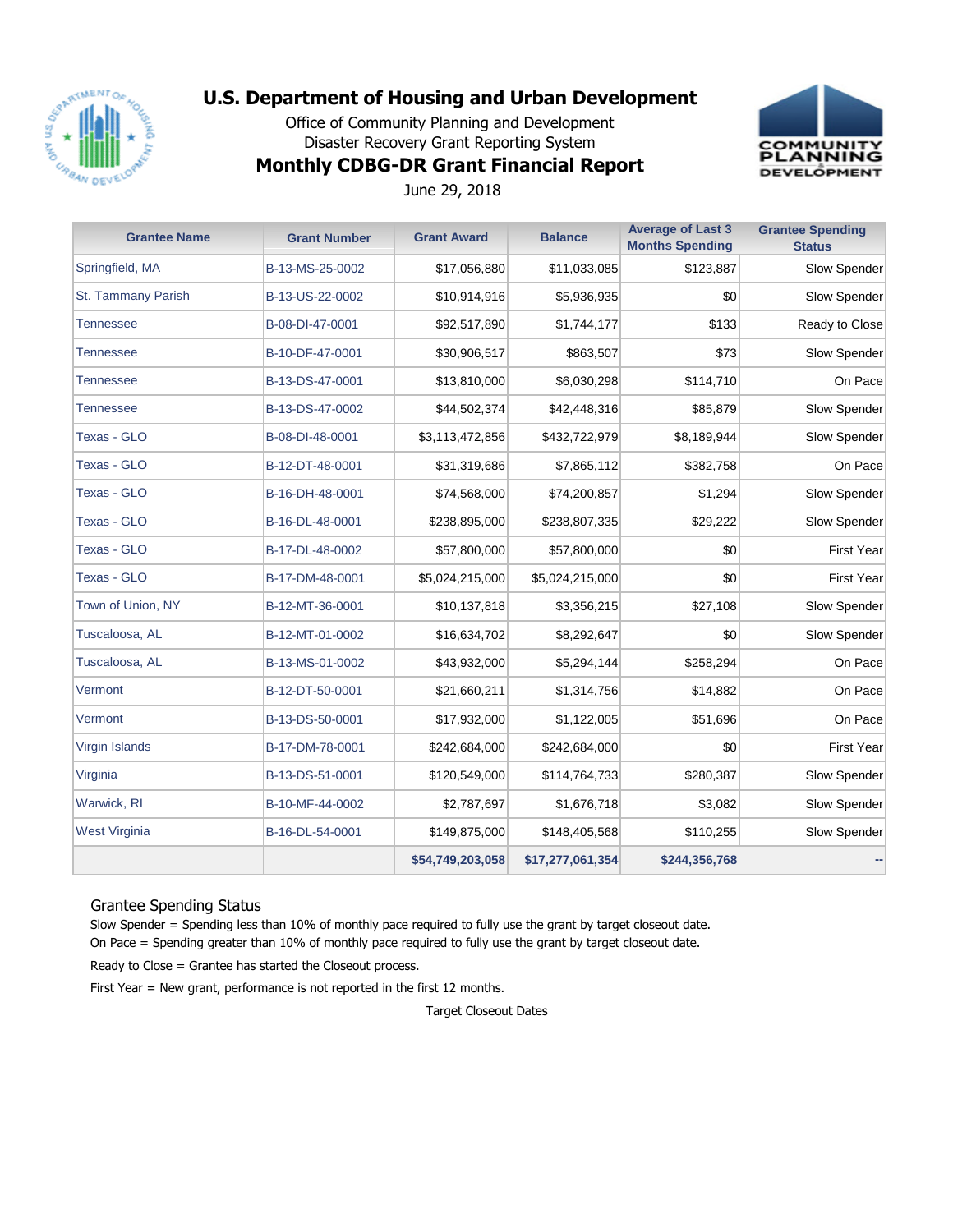# U.S. Department of Housing and Urban Development

Office of Community Planning and Development

Disaster Recovery Grant Reporting System

## Monthly CDBG-DR Grant Financial Report

June 29, 2018

| Grantee Name | Grant Number | Grant Award | Balance | Average of Last 3 Months Spending | Grantee Spending Status |
|---|---|---|---|---|---|
| Springfield, MA | B-13-MS-25-0002 | $17,056,880 | $11,033,085 | $123,887 | Slow Spender |
| St. Tammany Parish | B-13-US-22-0002 | $10,914,916 | $5,936,935 | $0 | Slow Spender |
| Tennessee | B-08-DI-47-0001 | $92,517,890 | $1,744,177 | $133 | Ready to Close |
| Tennessee | B-10-DF-47-0001 | $30,906,517 | $863,507 | $73 | Slow Spender |
| Tennessee | B-13-DS-47-0001 | $13,810,000 | $6,030,298 | $114,710 | On Pace |
| Tennessee | B-13-DS-47-0002 | $44,502,374 | $42,448,316 | $85,879 | Slow Spender |
| Texas - GLO | B-08-DI-48-0001 | $3,113,472,856 | $432,722,979 | $8,189,944 | Slow Spender |
| Texas - GLO | B-12-DT-48-0001 | $31,319,686 | $7,865,112 | $382,758 | On Pace |
| Texas - GLO | B-16-DH-48-0001 | $74,568,000 | $74,200,857 | $1,294 | Slow Spender |
| Texas - GLO | B-16-DL-48-0001 | $238,895,000 | $238,807,335 | $29,222 | Slow Spender |
| Texas - GLO | B-17-DL-48-0002 | $57,800,000 | $57,800,000 | $0 | First Year |
| Texas - GLO | B-17-DM-48-0001 | $5,024,215,000 | $5,024,215,000 | $0 | First Year |
| Town of Union, NY | B-12-MT-36-0001 | $10,137,818 | $3,356,215 | $27,108 | Slow Spender |
| Tuscaloosa, AL | B-12-MT-01-0002 | $16,634,702 | $8,292,647 | $0 | Slow Spender |
| Tuscaloosa, AL | B-13-MS-01-0002 | $43,932,000 | $5,294,144 | $258,294 | On Pace |
| Vermont | B-12-DT-50-0001 | $21,660,211 | $1,314,756 | $14,882 | On Pace |
| Vermont | B-13-DS-50-0001 | $17,932,000 | $1,122,005 | $51,696 | On Pace |
| Virgin Islands | B-17-DM-78-0001 | $242,684,000 | $242,684,000 | $0 | First Year |
| Virginia | B-13-DS-51-0001 | $120,549,000 | $114,764,733 | $280,387 | Slow Spender |
| Warwick, RI | B-10-MF-44-0002 | $2,787,697 | $1,676,718 | $3,082 | Slow Spender |
| West Virginia | B-16-DL-54-0001 | $149,875,000 | $148,405,568 | $110,255 | Slow Spender |
| | | **$54,749,203,058** | **$17,277,061,354** | **$244,356,768** | -- |

Grantee Spending Status

Slow Spender = Spending less than 10% of monthly pace required to fully use the grant by target closeout date.

On Pace = Spending greater than 10% of monthly pace required to fully use the grant by target closeout date.

Ready to Close = Grantee has started the Closeout process.

First Year = New grant, performance is not reported in the first 12 months.

Target Closeout Dates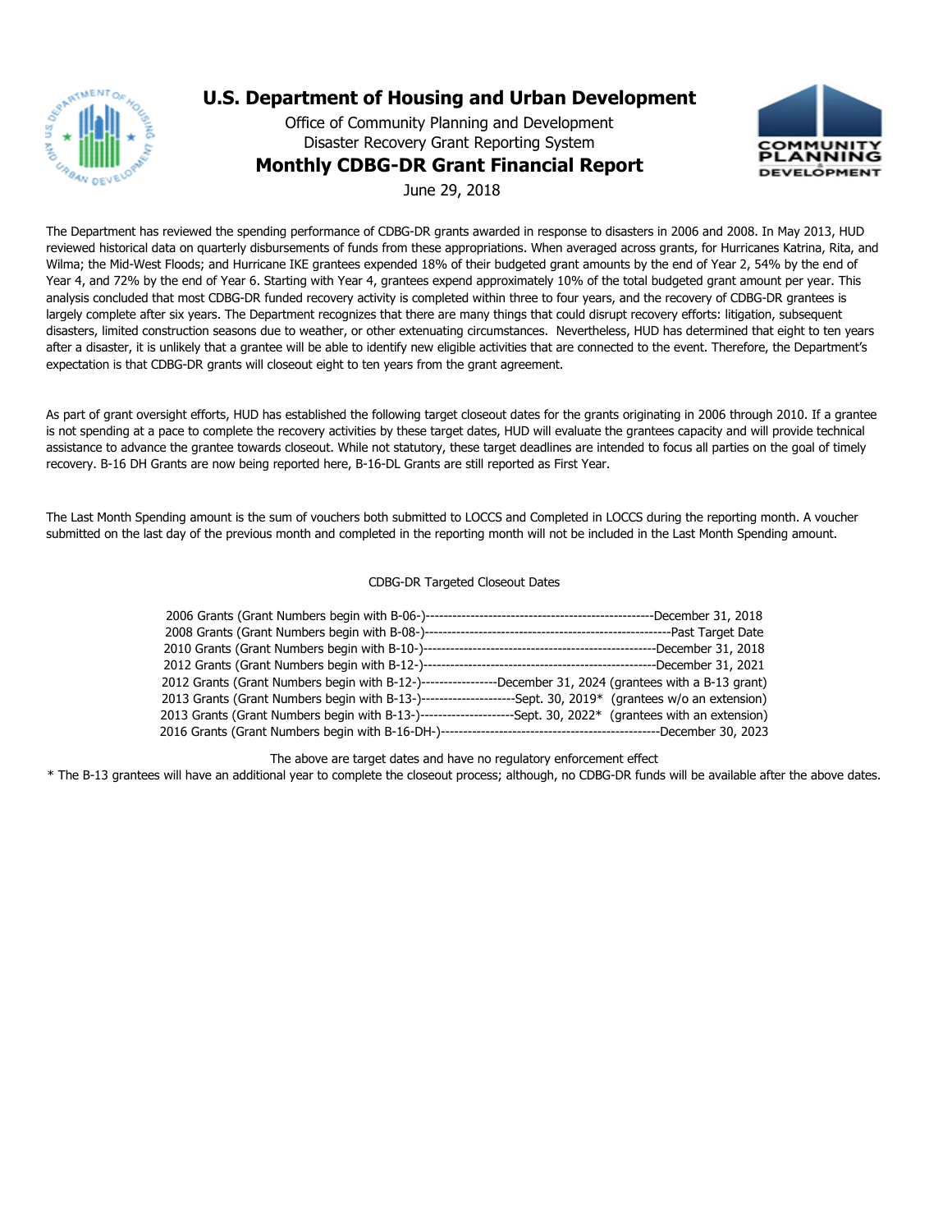# U.S. Department of Housing and Urban Development

Office of Community Planning and Development
Disaster Recovery Grant Reporting System

## Monthly CDBG-DR Grant Financial Report

June 29, 2018

The Department has reviewed the spending performance of CDBG-DR grants awarded in response to disasters in 2006 and 2008. In May 2013, HUD reviewed historical data on quarterly disbursements of funds from these appropriations. When averaged across grants, for Hurricanes Katrina, Rita, and Wilma; the Mid-West Floods; and Hurricane IKE grantees expended 18% of their budgeted grant amounts by the end of Year 2, 54% by the end of Year 4, and 72% by the end of Year 6. Starting with Year 4, grantees expend approximately 10% of the total budgeted grant amount per year. This analysis concluded that most CDBG-DR funded recovery activity is completed within three to four years, and the recovery of CDBG-DR grantees is largely complete after six years. The Department recognizes that there are many things that could disrupt recovery efforts: litigation, subsequent disasters, limited construction seasons due to weather, or other extenuating circumstances. Nevertheless, HUD has determined that eight to ten years after a disaster, it is unlikely that a grantee will be able to identify new eligible activities that are connected to the event. Therefore, the Department's expectation is that CDBG-DR grants will closeout eight to ten years from the grant agreement.

As part of grant oversight efforts, HUD has established the following target closeout dates for the grants originating in 2006 through 2010. If a grantee is not spending at a pace to complete the recovery activities by these target dates, HUD will evaluate the grantees capacity and will provide technical assistance to advance the grantee towards closeout. While not statutory, these target deadlines are intended to focus all parties on the goal of timely recovery. B-16 DH Grants are now being reported here, B-16-DL Grants are still reported as First Year.

The Last Month Spending amount is the sum of vouchers both submitted to LOCCS and Completed in LOCCS during the reporting month. A voucher submitted on the last day of the previous month and completed in the reporting month will not be included in the Last Month Spending amount.

CDBG-DR Targeted Closeout Dates

2006 Grants (Grant Numbers begin with B-06-)----------------------------------------------------December 31, 2018
2008 Grants (Grant Numbers begin with B-08-)--------------------------------------------------------Past Target Date
2010 Grants (Grant Numbers begin with B-10-)----------------------------------------------------December 31, 2018
2012 Grants (Grant Numbers begin with B-12-)----------------------------------------------------December 31, 2021
2012 Grants (Grant Numbers begin with B-12-)-----------------December 31, 2024 (grantees with a B-13 grant)
2013 Grants (Grant Numbers begin with B-13-)---------------------Sept. 30, 2019* (grantees w/o an extension)
2013 Grants (Grant Numbers begin with B-13-)---------------------Sept. 30, 2022* (grantees with an extension)
2016 Grants (Grant Numbers begin with B-16-DH-)-------------------------------------------------December 30, 2023

The above are target dates and have no regulatory enforcement effect

* The B-13 grantees will have an additional year to complete the closeout process; although, no CDBG-DR funds will be available after the above dates.